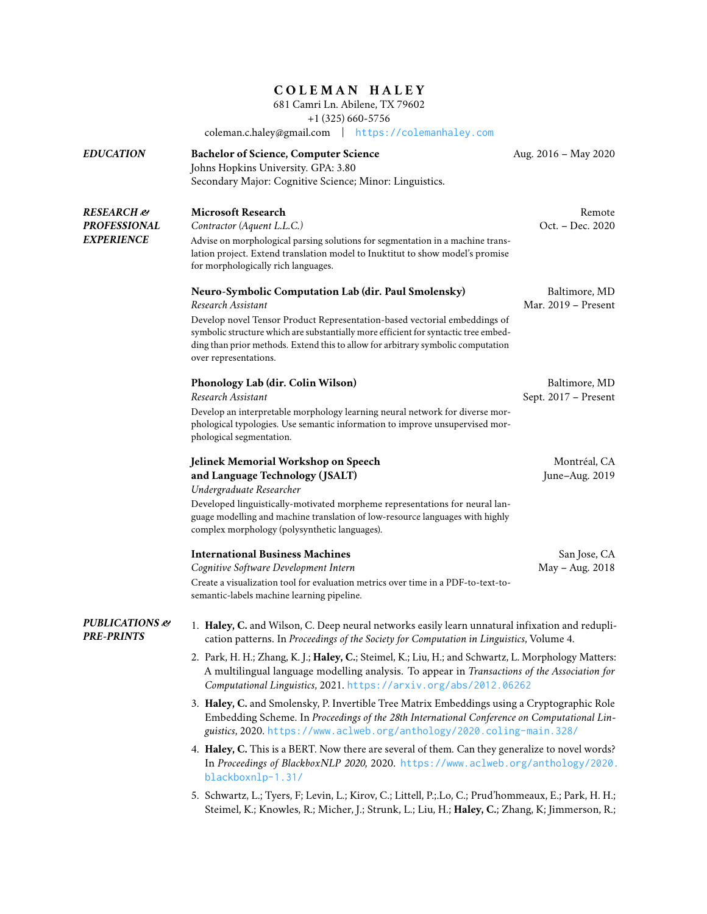# COLEMAN HALEY

681 Camri Ln. Abilene, TX 79602
+1 (325) 660-5756
coleman.c.haley@gmail.com | https://colemanhaley.com

## EDUCATION

**Bachelor of Science, Computer Science** — Aug. 2016 – May 2020
Johns Hopkins University. GPA: 3.80
Secondary Major: Cognitive Science; Minor: Linguistics.

## RESEARCH & PROFESSIONAL EXPERIENCE

**Microsoft Research** — Remote
*Contractor (Aquent L.L.C.)* — Oct. – Dec. 2020
Advise on morphological parsing solutions for segmentation in a machine translation project. Extend translation model to Inuktitut to show model's promise for morphologically rich languages.

**Neuro-Symbolic Computation Lab (dir. Paul Smolensky)** — Baltimore, MD
*Research Assistant* — Mar. 2019 – Present
Develop novel Tensor Product Representation-based vectorial embeddings of symbolic structure which are substantially more efficient for syntactic tree embedding than prior methods. Extend this to allow for arbitrary symbolic computation over representations.

**Phonology Lab (dir. Colin Wilson)** — Baltimore, MD
*Research Assistant* — Sept. 2017 – Present
Develop an interpretable morphology learning neural network for diverse morphological typologies. Use semantic information to improve unsupervised morphological segmentation.

**Jelinek Memorial Workshop on Speech and Language Technology (JSALT)** — Montréal, CA
*Undergraduate Researcher* — June–Aug. 2019
Developed linguistically-motivated morpheme representations for neural language modelling and machine translation of low-resource languages with highly complex morphology (polysynthetic languages).

**International Business Machines** — San Jose, CA
*Cognitive Software Development Intern* — May – Aug. 2018
Create a visualization tool for evaluation metrics over time in a PDF-to-text-to-semantic-labels machine learning pipeline.

## PUBLICATIONS & PRE-PRINTS

1. **Haley, C.** and Wilson, C. Deep neural networks easily learn unnatural infixation and reduplication patterns. In *Proceedings of the Society for Computation in Linguistics*, Volume 4.
2. Park, H. H.; Zhang, K. J.; **Haley, C.**; Steimel, K.; Liu, H.; and Schwartz, L. Morphology Matters: A multilingual language modelling analysis. To appear in *Transactions of the Association for Computational Linguistics*, 2021. https://arxiv.org/abs/2012.06262
3. **Haley, C.** and Smolensky, P. Invertible Tree Matrix Embeddings using a Cryptographic Role Embedding Scheme. In *Proceedings of the 28th International Conference on Computational Linguistics*, 2020. https://www.aclweb.org/anthology/2020.coling-main.328/
4. **Haley, C.** This is a BERT. Now there are several of them. Can they generalize to novel words? In *Proceedings of BlackboxNLP 2020*, 2020. https://www.aclweb.org/anthology/2020.blackboxnlp-1.31/
5. Schwartz, L.; Tyers, F; Levin, L.; Kirov, C.; Littell, P.;.Lo, C.; Prud'hommeaux, E.; Park, H. H.; Steimel, K.; Knowles, R.; Micher, J.; Strunk, L.; Liu, H.; **Haley, C.**; Zhang, K; Jimmerson, R.;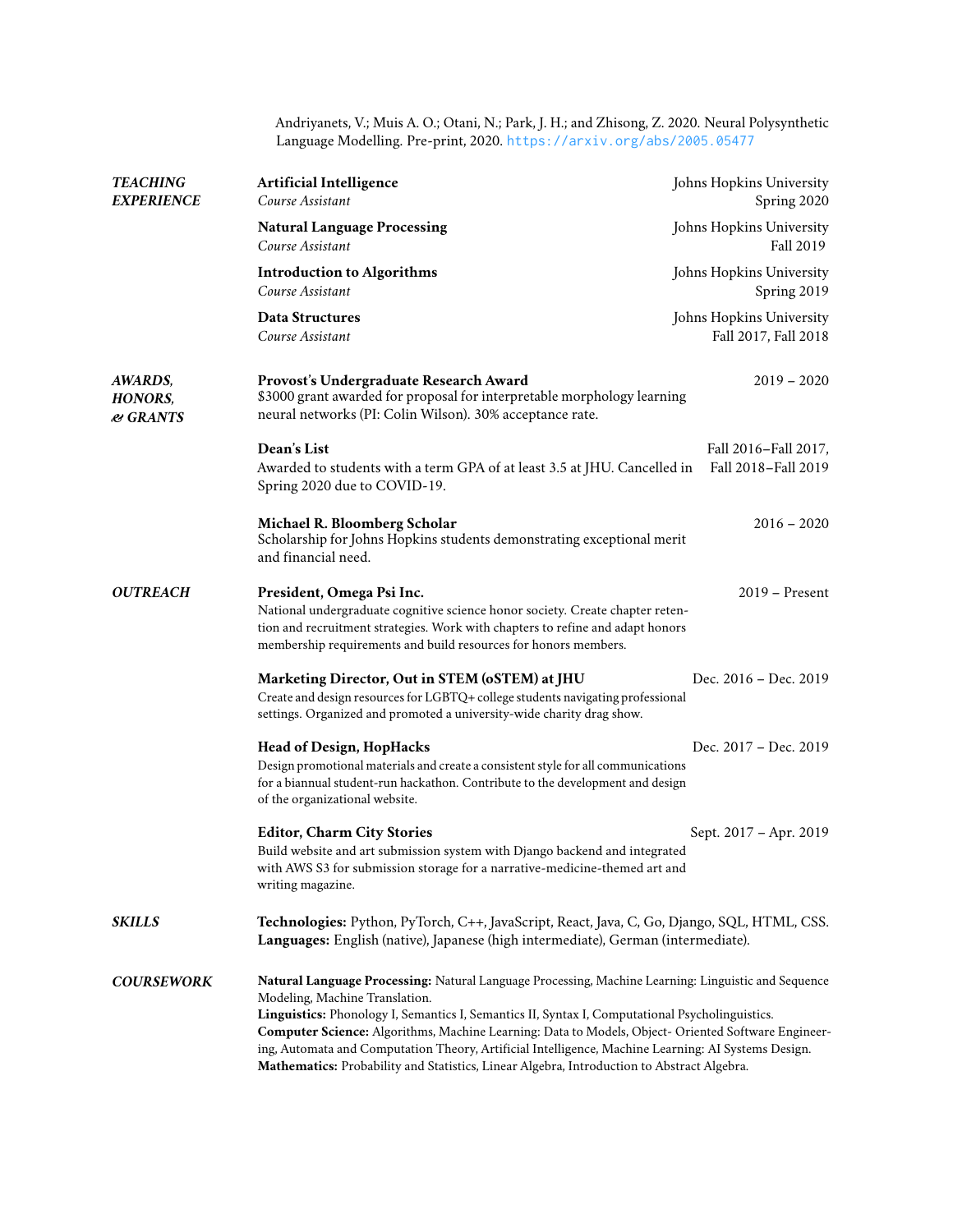Andriyanets, V.; Muis A. O.; Otani, N.; Park, J. H.; and Zhisong, Z. 2020. Neural Polysynthetic Language Modelling. Pre-print, 2020. https://arxiv.org/abs/2005.05477

## TEACHING EXPERIENCE

**Artificial Intelligence** — Johns Hopkins University
*Course Assistant* — Spring 2020

**Natural Language Processing** — Johns Hopkins University
*Course Assistant* — Fall 2019

**Introduction to Algorithms** — Johns Hopkins University
*Course Assistant* — Spring 2019

**Data Structures** — Johns Hopkins University
*Course Assistant* — Fall 2017, Fall 2018

## AWARDS, HONORS, & GRANTS

**Provost's Undergraduate Research Award** — 2019 – 2020
$3000 grant awarded for proposal for interpretable morphology learning neural networks (PI: Colin Wilson). 30% acceptance rate.

**Dean's List** — Fall 2016–Fall 2017, Fall 2018–Fall 2019
Awarded to students with a term GPA of at least 3.5 at JHU. Cancelled in Spring 2020 due to COVID-19.

**Michael R. Bloomberg Scholar** — 2016 – 2020
Scholarship for Johns Hopkins students demonstrating exceptional merit and financial need.

## OUTREACH

**President, Omega Psi Inc.** — 2019 – Present
National undergraduate cognitive science honor society. Create chapter retention and recruitment strategies. Work with chapters to refine and adapt honors membership requirements and build resources for honors members.

**Marketing Director, Out in STEM (oSTEM) at JHU** — Dec. 2016 – Dec. 2019
Create and design resources for LGBTQ+ college students navigating professional settings. Organized and promoted a university-wide charity drag show.

**Head of Design, HopHacks** — Dec. 2017 – Dec. 2019
Design promotional materials and create a consistent style for all communications for a biannual student-run hackathon. Contribute to the development and design of the organizational website.

**Editor, Charm City Stories** — Sept. 2017 – Apr. 2019
Build website and art submission system with Django backend and integrated with AWS S3 for submission storage for a narrative-medicine-themed art and writing magazine.

## SKILLS

**Technologies:** Python, PyTorch, C++, JavaScript, React, Java, C, Go, Django, SQL, HTML, CSS.
**Languages:** English (native), Japanese (high intermediate), German (intermediate).

## COURSEWORK

**Natural Language Processing:** Natural Language Processing, Machine Learning: Linguistic and Sequence Modeling, Machine Translation.
**Linguistics:** Phonology I, Semantics I, Semantics II, Syntax I, Computational Psycholinguistics.
**Computer Science:** Algorithms, Machine Learning: Data to Models, Object- Oriented Software Engineering, Automata and Computation Theory, Artificial Intelligence, Machine Learning: AI Systems Design.
**Mathematics:** Probability and Statistics, Linear Algebra, Introduction to Abstract Algebra.